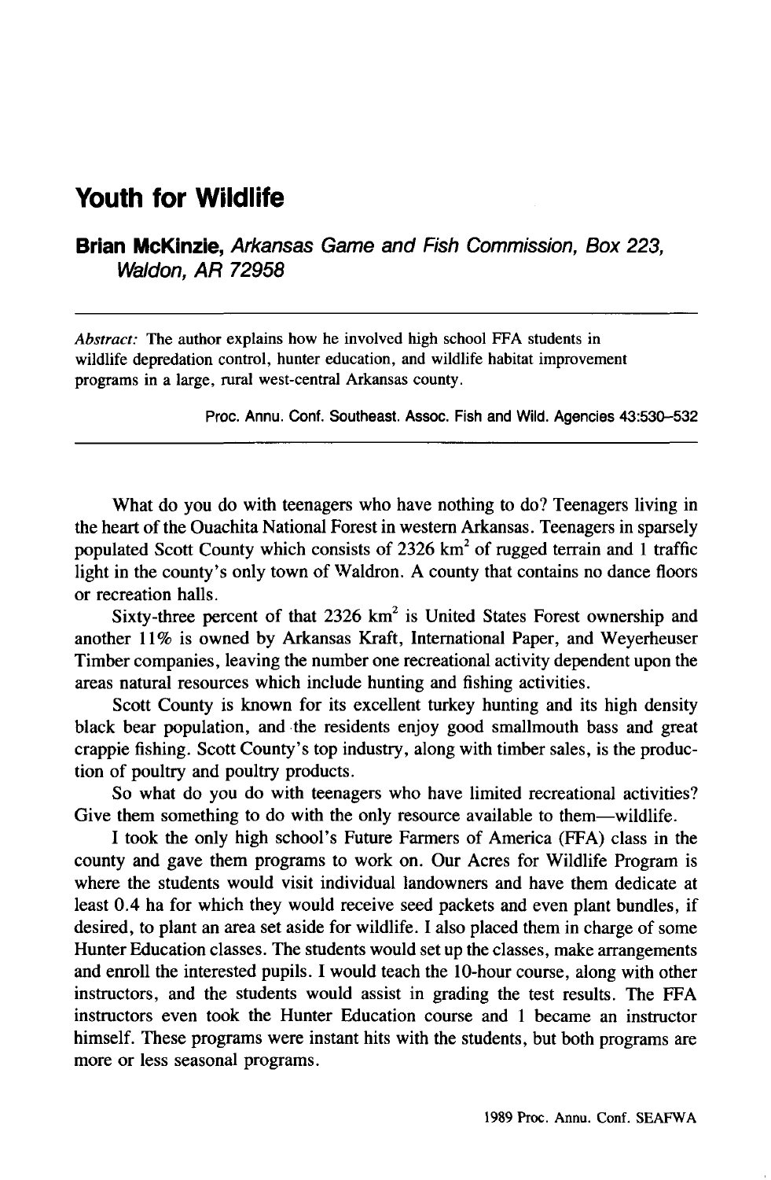# Youth for Wildlife

**Brian McKinzie,** *Arkansas Game and Fish Commission, Box 223, Waldon, AR 72958*

---

*Abstract:* The author explains how he involved high school FFA students in wildlife depredation control, hunter education, and wildlife habitat improvement programs in a large, rural west-central Arkansas county.

Proc. Annu. Conf. Southeast. Assoc. Fish and Wild. Agencies 43:530–532

---

What do you do with teenagers who have nothing to do? Teenagers living in the heart of the Ouachita National Forest in western Arkansas. Teenagers in sparsely populated Scott County which consists of 2326 $km^2$ of rugged terrain and 1 traffic light in the county's only town of Waldron. A county that contains no dance floors or recreation halls.

Sixty-three percent of that 2326 $km^2$ is United States Forest ownership and another 11% is owned by Arkansas Kraft, International Paper, and Weyerheuser Timber companies, leaving the number one recreational activity dependent upon the areas natural resources which include hunting and fishing activities.

Scott County is known for its excellent turkey hunting and its high density black bear population, and the residents enjoy good smallmouth bass and great crappie fishing. Scott County's top industry, along with timber sales, is the production of poultry and poultry products.

So what do you do with teenagers who have limited recreational activities? Give them something to do with the only resource available to them—wildlife.

I took the only high school's Future Farmers of America (FFA) class in the county and gave them programs to work on. Our Acres for Wildlife Program is where the students would visit individual landowners and have them dedicate at least 0.4 ha for which they would receive seed packets and even plant bundles, if desired, to plant an area set aside for wildlife. I also placed them in charge of some Hunter Education classes. The students would set up the classes, make arrangements and enroll the interested pupils. I would teach the 10-hour course, along with other instructors, and the students would assist in grading the test results. The FFA instructors even took the Hunter Education course and 1 became an instructor himself. These programs were instant hits with the students, but both programs are more or less seasonal programs.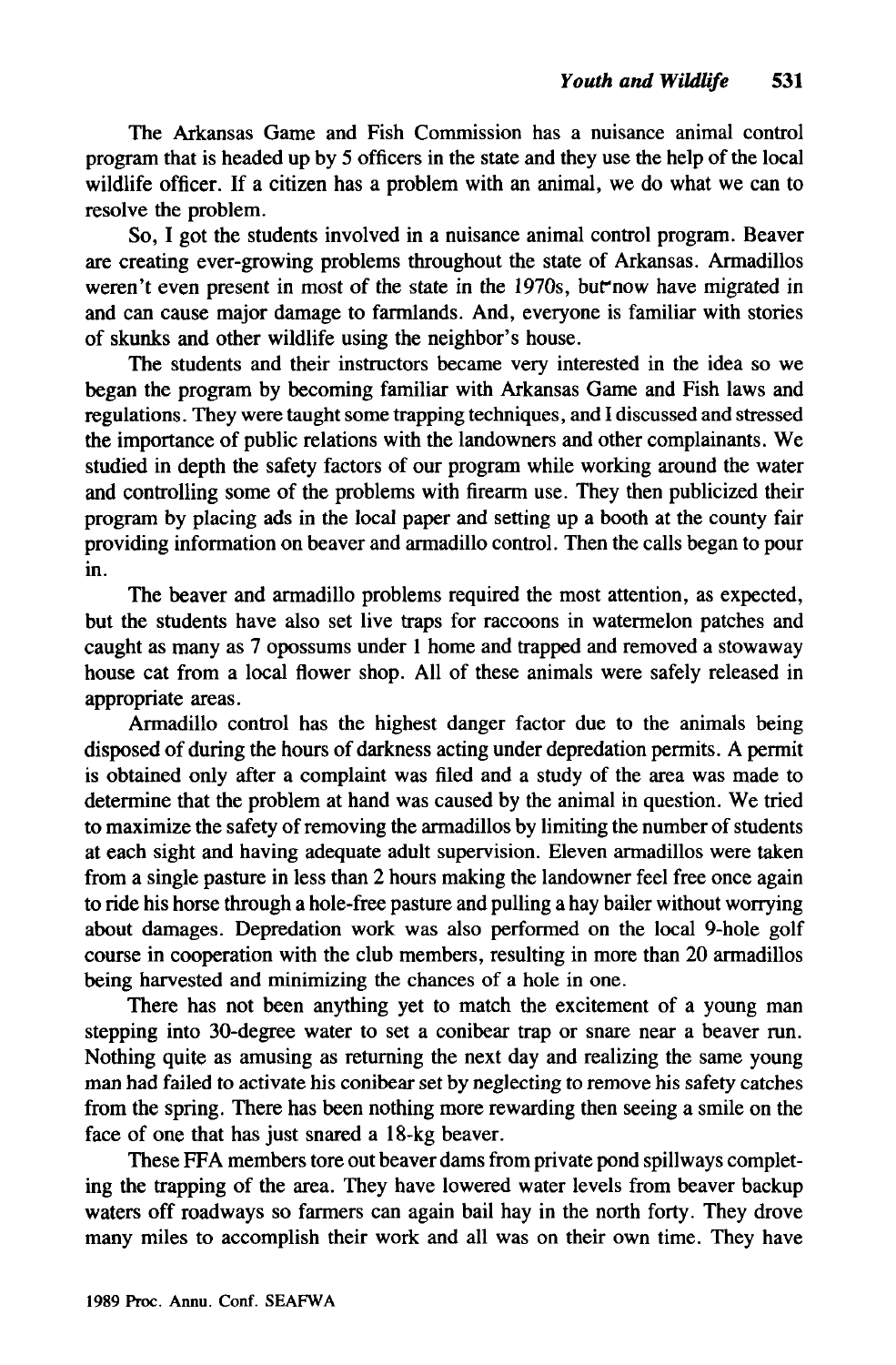The Arkansas Game and Fish Commission has a nuisance animal control program that is headed up by 5 officers in the state and they use the help of the local wildlife officer. If a citizen has a problem with an animal, we do what we can to resolve the problem.

So, I got the students involved in a nuisance animal control program. Beaver are creating ever-growing problems throughout the state of Arkansas. Armadillos weren't even present in most of the state in the 1970s, but now have migrated in and can cause major damage to farmlands. And, everyone is familiar with stories of skunks and other wildlife using the neighbor's house.

The students and their instructors became very interested in the idea so we began the program by becoming familiar with Arkansas Game and Fish laws and regulations. They were taught some trapping techniques, and I discussed and stressed the importance of public relations with the landowners and other complainants. We studied in depth the safety factors of our program while working around the water and controlling some of the problems with firearm use. They then publicized their program by placing ads in the local paper and setting up a booth at the county fair providing information on beaver and armadillo control. Then the calls began to pour in.

The beaver and armadillo problems required the most attention, as expected, but the students have also set live traps for raccoons in watermelon patches and caught as many as 7 opossums under 1 home and trapped and removed a stowaway house cat from a local flower shop. All of these animals were safely released in appropriate areas.

Armadillo control has the highest danger factor due to the animals being disposed of during the hours of darkness acting under depredation permits. A permit is obtained only after a complaint was filed and a study of the area was made to determine that the problem at hand was caused by the animal in question. We tried to maximize the safety of removing the armadillos by limiting the number of students at each sight and having adequate adult supervision. Eleven armadillos were taken from a single pasture in less than 2 hours making the landowner feel free once again to ride his horse through a hole-free pasture and pulling a hay bailer without worrying about damages. Depredation work was also performed on the local 9-hole golf course in cooperation with the club members, resulting in more than 20 armadillos being harvested and minimizing the chances of a hole in one.

There has not been anything yet to match the excitement of a young man stepping into 30-degree water to set a conibear trap or snare near a beaver run. Nothing quite as amusing as returning the next day and realizing the same young man had failed to activate his conibear set by neglecting to remove his safety catches from the spring. There has been nothing more rewarding then seeing a smile on the face of one that has just snared a 18-kg beaver.

These FFA members tore out beaver dams from private pond spillways completing the trapping of the area. They have lowered water levels from beaver backup waters off roadways so farmers can again bail hay in the north forty. They drove many miles to accomplish their work and all was on their own time. They have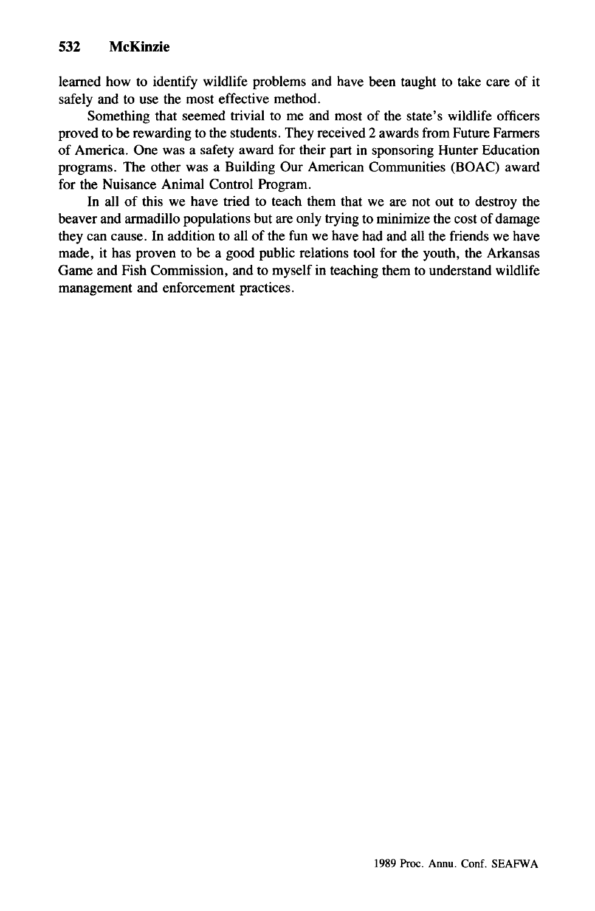learned how to identify wildlife problems and have been taught to take care of it safely and to use the most effective method.

Something that seemed trivial to me and most of the state's wildlife officers proved to be rewarding to the students. They received 2 awards from Future Farmers of America. One was a safety award for their part in sponsoring Hunter Education programs. The other was a Building Our American Communities (BOAC) award for the Nuisance Animal Control Program.

In all of this we have tried to teach them that we are not out to destroy the beaver and armadillo populations but are only trying to minimize the cost of damage they can cause. In addition to all of the fun we have had and all the friends we have made, it has proven to be a good public relations tool for the youth, the Arkansas Game and Fish Commission, and to myself in teaching them to understand wildlife management and enforcement practices.